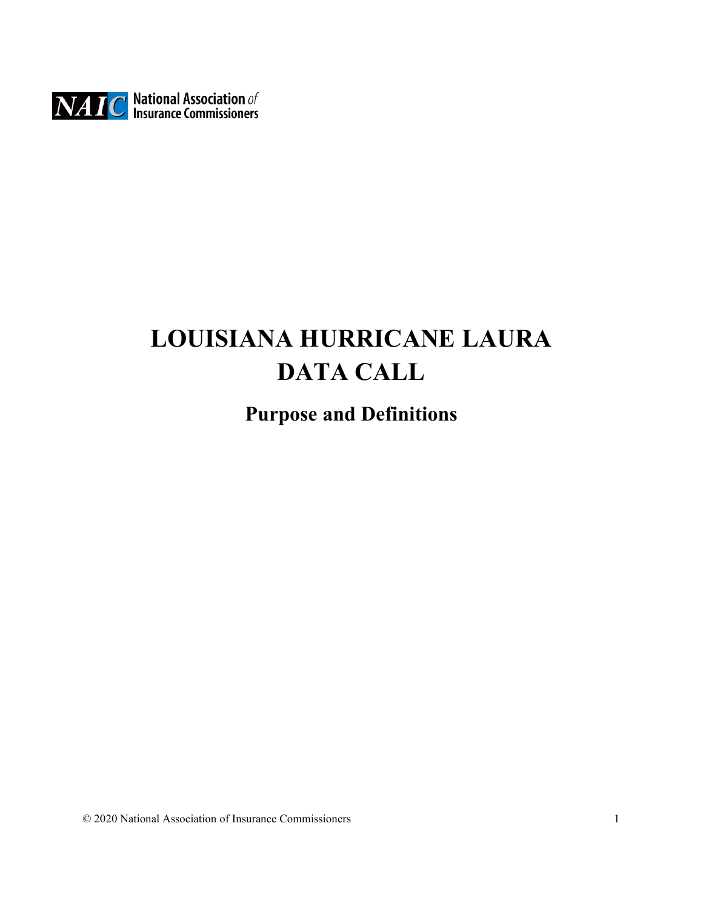NAIC National Association *of* Insurance Commissioners

# LOUISIANA HURRICANE LAURA DATA CALL

## Purpose and Definitions

© 2020 National Association of Insurance Commissioners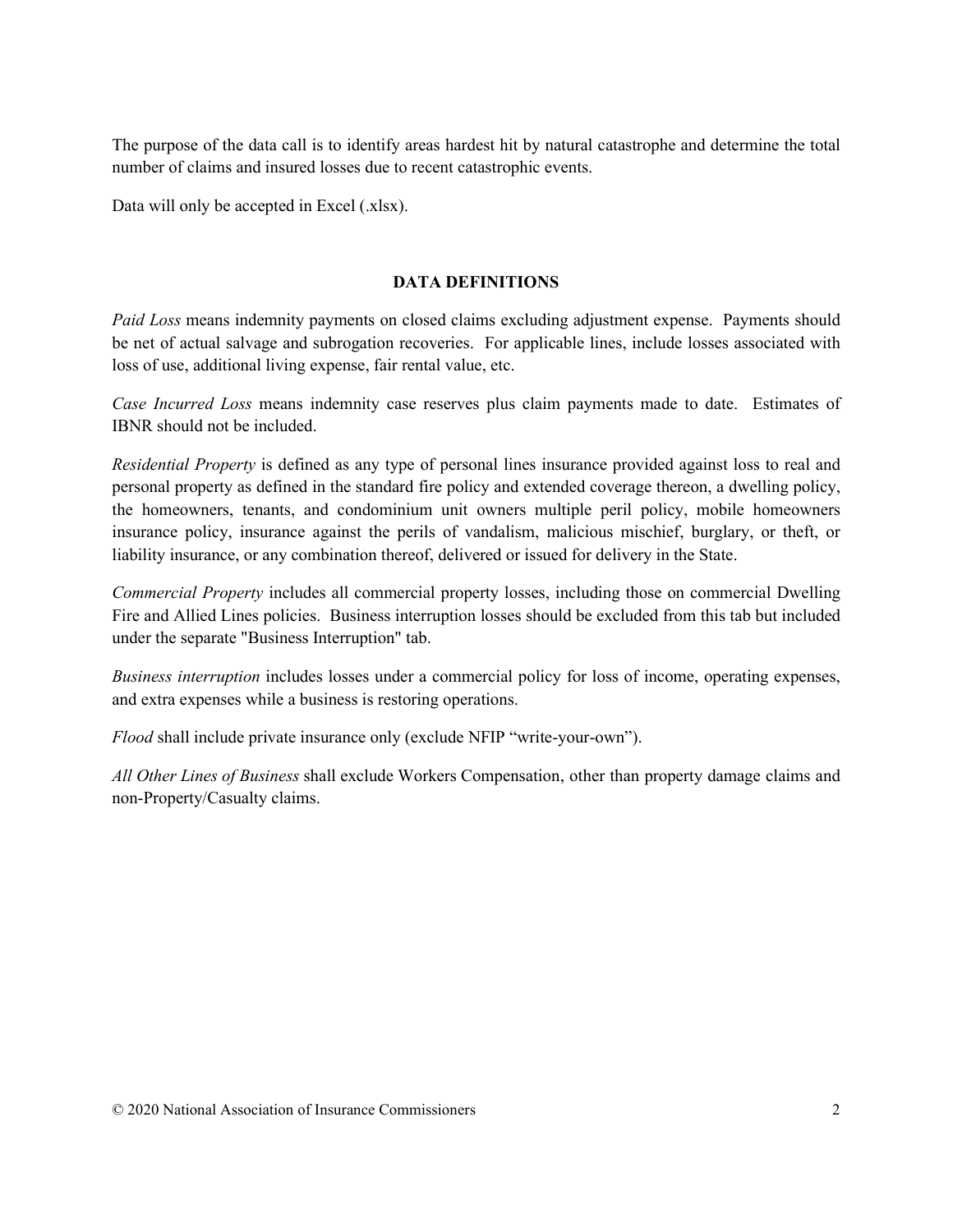The purpose of the data call is to identify areas hardest hit by natural catastrophe and determine the total number of claims and insured losses due to recent catastrophic events.

Data will only be accepted in Excel (.xlsx).

## DATA DEFINITIONS

*Paid Loss* means indemnity payments on closed claims excluding adjustment expense. Payments should be net of actual salvage and subrogation recoveries. For applicable lines, include losses associated with loss of use, additional living expense, fair rental value, etc.

*Case Incurred Loss* means indemnity case reserves plus claim payments made to date. Estimates of IBNR should not be included.

*Residential Property* is defined as any type of personal lines insurance provided against loss to real and personal property as defined in the standard fire policy and extended coverage thereon, a dwelling policy, the homeowners, tenants, and condominium unit owners multiple peril policy, mobile homeowners insurance policy, insurance against the perils of vandalism, malicious mischief, burglary, or theft, or liability insurance, or any combination thereof, delivered or issued for delivery in the State.

*Commercial Property* includes all commercial property losses, including those on commercial Dwelling Fire and Allied Lines policies. Business interruption losses should be excluded from this tab but included under the separate "Business Interruption" tab.

*Business interruption* includes losses under a commercial policy for loss of income, operating expenses, and extra expenses while a business is restoring operations.

*Flood* shall include private insurance only (exclude NFIP "write-your-own").

*All Other Lines of Business* shall exclude Workers Compensation, other than property damage claims and non-Property/Casualty claims.

© 2020 National Association of Insurance Commissioners